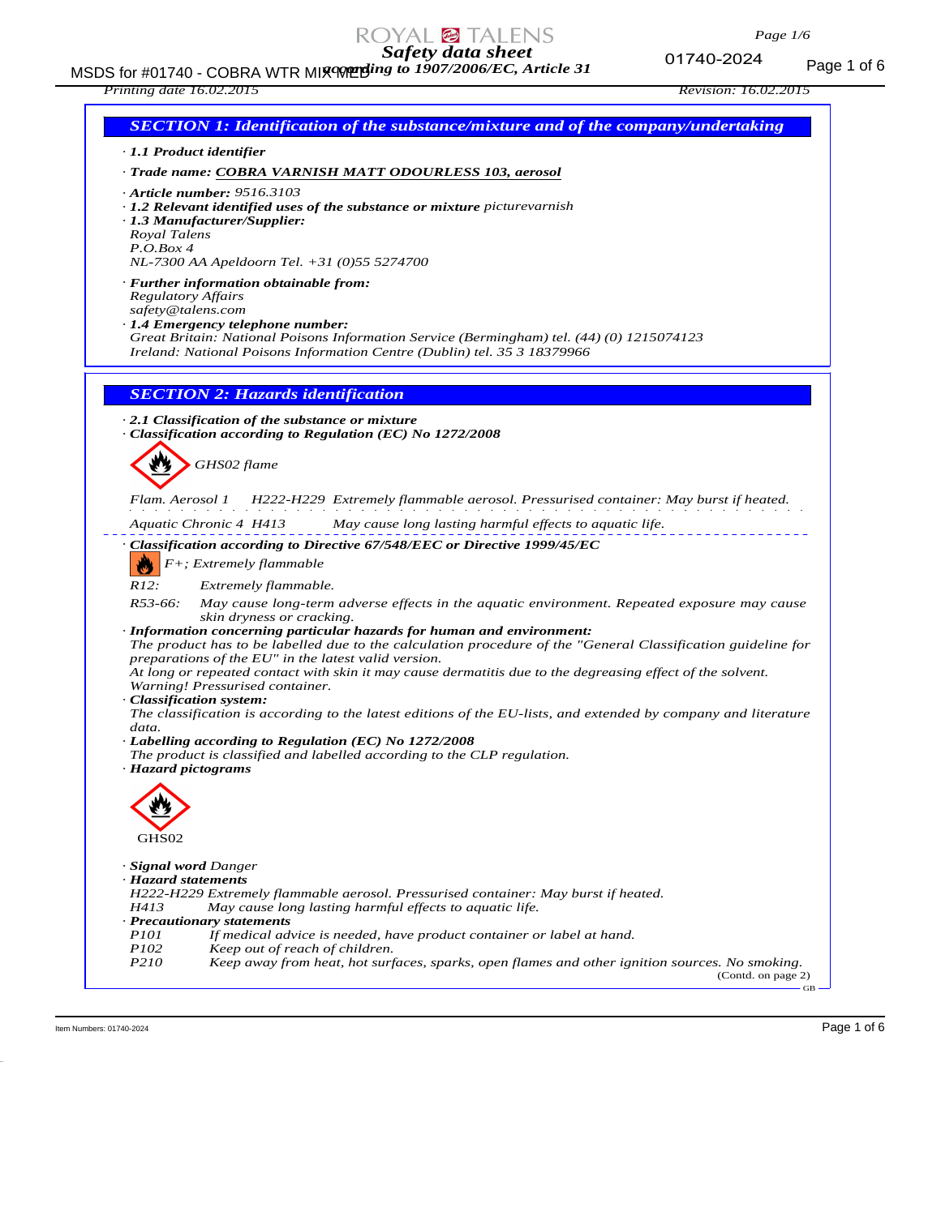# Safety data sheet

*according to 1907/2006/EC, Article 31*

*Printing date 16.02.2015* *Revision: 16.02.2015*

## SECTION 1: Identification of the substance/mixture and of the company/undertaking

· **1.1 Product identifier**

· **Trade name: COBRA VARNISH MATT ODOURLESS 103, aerosol**

· **Article number:** 9516.3103

· **1.2 Relevant identified uses of the substance or mixture** picturevarnish

· **1.3 Manufacturer/Supplier:**
Royal Talens
P.O.Box 4
NL-7300 AA Apeldoorn Tel. +31 (0)55 5274700

· **Further information obtainable from:**
Regulatory Affairs
safety@talens.com

· **1.4 Emergency telephone number:**
Great Britain: National Poisons Information Service (Bermingham) tel. (44) (0) 1215074123
Ireland: National Poisons Information Centre (Dublin) tel. 35 3 18379966

## SECTION 2: Hazards identification

· **2.1 Classification of the substance or mixture**

· **Classification according to Regulation (EC) No 1272/2008**

GHS02 flame

Flam. Aerosol 1 H222-H229 Extremely flammable aerosol. Pressurised container: May burst if heated.

Aquatic Chronic 4 H413 May cause long lasting harmful effects to aquatic life.

· **Classification according to Directive 67/548/EEC or Directive 1999/45/EC**

F+; Extremely flammable

R12: Extremely flammable.

R53-66: May cause long-term adverse effects in the aquatic environment. Repeated exposure may cause skin dryness or cracking.

· **Information concerning particular hazards for human and environment:**
The product has to be labelled due to the calculation procedure of the "General Classification guideline for preparations of the EU" in the latest valid version.
At long or repeated contact with skin it may cause dermatitis due to the degreasing effect of the solvent.
Warning! Pressurised container.

· **Classification system:**
The classification is according to the latest editions of the EU-lists, and extended by company and literature data.

· **Labelling according to Regulation (EC) No 1272/2008**
The product is classified and labelled according to the CLP regulation.

· **Hazard pictograms**

GHS02

· **Signal word** Danger

· **Hazard statements**
H222-H229 Extremely flammable aerosol. Pressurised container: May burst if heated.
H413 May cause long lasting harmful effects to aquatic life.

· **Precautionary statements**
P101 If medical advice is needed, have product container or label at hand.
P102 Keep out of reach of children.
P210 Keep away from heat, hot surfaces, sparks, open flames and other ignition sources. No smoking.

(Contd. on page 2)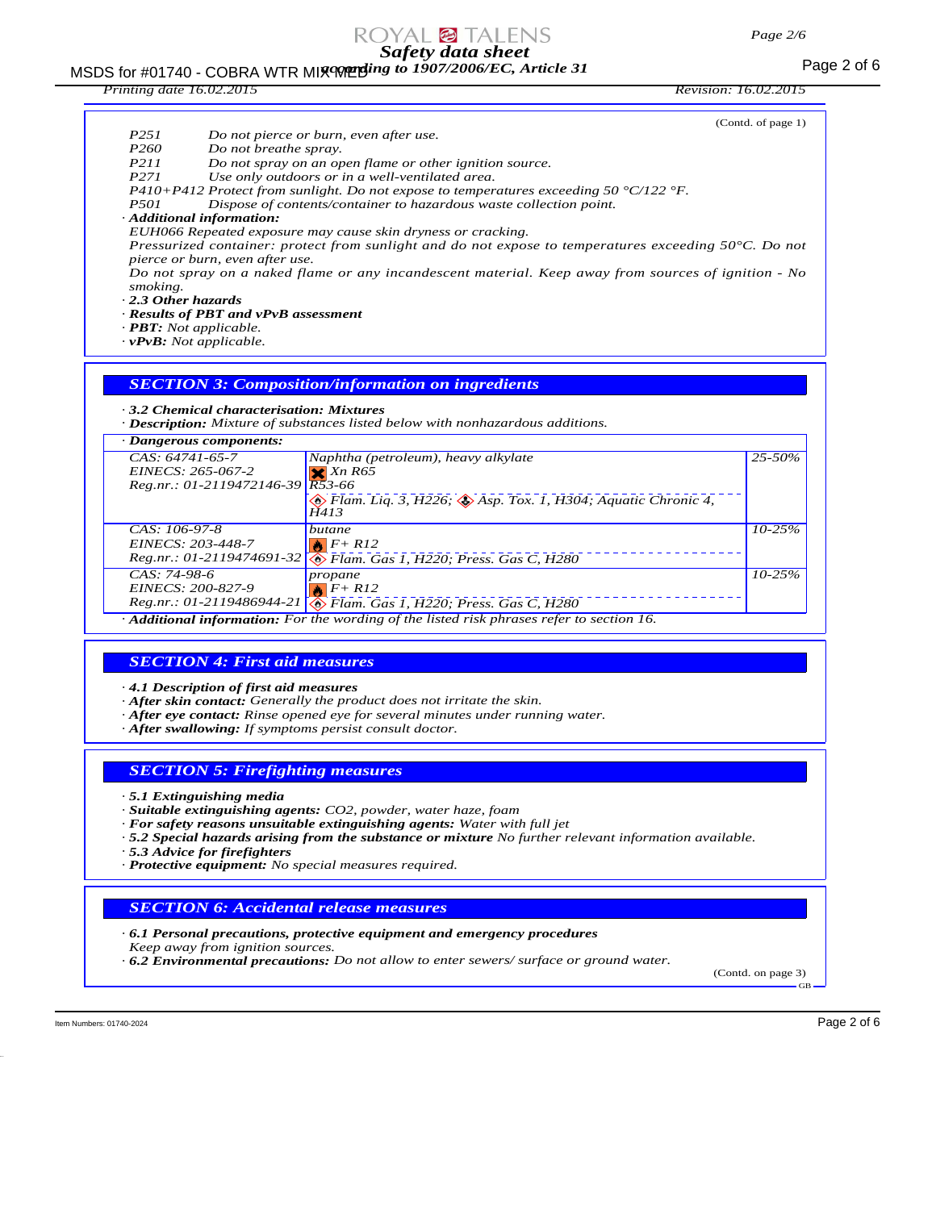(Contd. of page 1)

P251 Do not pierce or burn, even after use.
P260 Do not breathe spray.
P211 Do not spray on an open flame or other ignition source.
P271 Use only outdoors or in a well-ventilated area.
P410+P412 Protect from sunlight. Do not expose to temperatures exceeding 50 °C/122 °F.
P501 Dispose of contents/container to hazardous waste collection point.

· **Additional information:**
EUH066 Repeated exposure may cause skin dryness or cracking.
Pressurized container: protect from sunlight and do not expose to temperatures exceeding 50°C. Do not pierce or burn, even after use.
Do not spray on a naked flame or any incandescent material. Keep away from sources of ignition - No smoking.

· **2.3 Other hazards**
· **Results of PBT and vPvB assessment**
· **PBT:** Not applicable.
· **vPvB:** Not applicable.

## SECTION 3: Composition/information on ingredients

· **3.2 Chemical characterisation: Mixtures**
· **Description:** Mixture of substances listed below with nonhazardous additions.

· **Dangerous components:**

| | | |
|---|---|---|
| CAS: 64741-65-7<br>EINECS: 265-067-2<br>Reg.nr.: 01-2119472146-39 | Naphtha (petroleum), heavy alkylate<br>Xn R65<br>R53-66<br>Flam. Liq. 3, H226; Asp. Tox. 1, H304; Aquatic Chronic 4, H413 | 25-50% |
| CAS: 106-97-8<br>EINECS: 203-448-7<br>Reg.nr.: 01-2119474691-32 | butane<br>F+ R12<br>Flam. Gas 1, H220; Press. Gas C, H280 | 10-25% |
| CAS: 74-98-6<br>EINECS: 200-827-9<br>Reg.nr.: 01-2119486944-21 | propane<br>F+ R12<br>Flam. Gas 1, H220; Press. Gas C, H280 | 10-25% |

· **Additional information:** For the wording of the listed risk phrases refer to section 16.

## SECTION 4: First aid measures

· **4.1 Description of first aid measures**
· **After skin contact:** Generally the product does not irritate the skin.
· **After eye contact:** Rinse opened eye for several minutes under running water.
· **After swallowing:** If symptoms persist consult doctor.

## SECTION 5: Firefighting measures

· **5.1 Extinguishing media**
· **Suitable extinguishing agents:** CO2, powder, water haze, foam
· **For safety reasons unsuitable extinguishing agents:** Water with full jet
· **5.2 Special hazards arising from the substance or mixture** No further relevant information available.
· **5.3 Advice for firefighters**
· **Protective equipment:** No special measures required.

## SECTION 6: Accidental release measures

· **6.1 Personal precautions, protective equipment and emergency procedures**
Keep away from ignition sources.
· **6.2 Environmental precautions:** Do not allow to enter sewers/ surface or ground water.

(Contd. on page 3)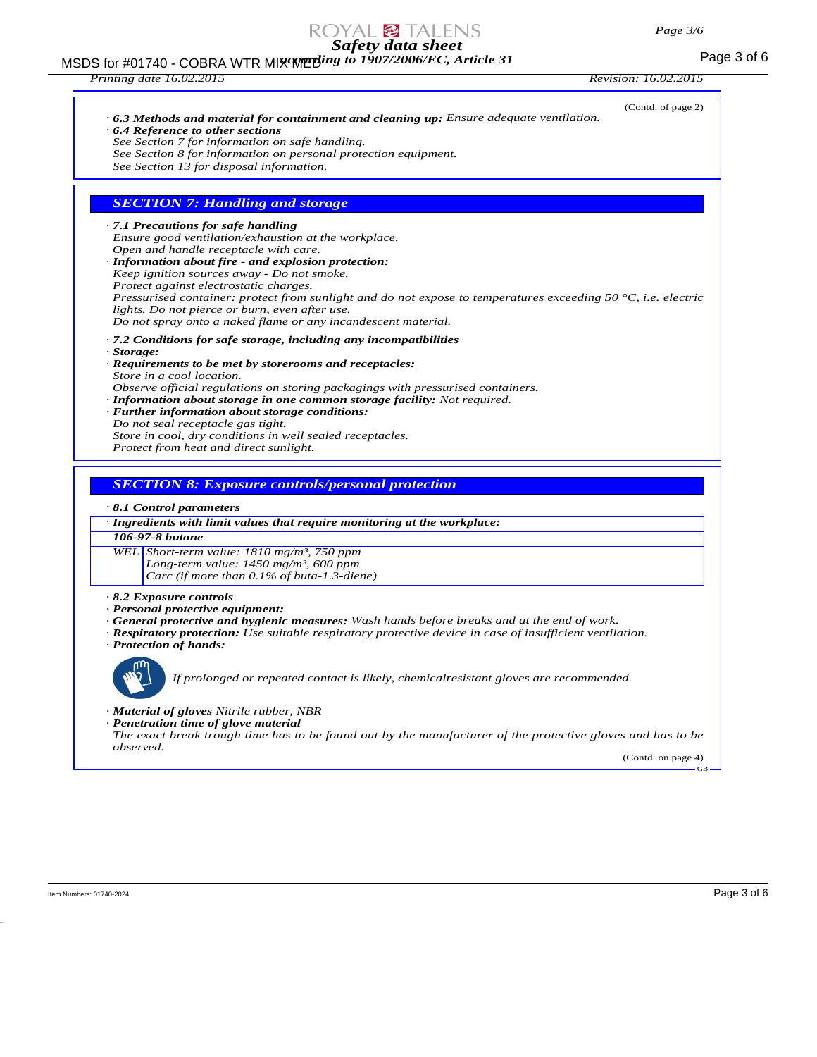(Contd. of page 2)

· **6.3 Methods and material for containment and cleaning up:** Ensure adequate ventilation.
· **6.4 Reference to other sections**
See Section 7 for information on safe handling.
See Section 8 for information on personal protection equipment.
See Section 13 for disposal information.

## SECTION 7: Handling and storage

· **7.1 Precautions for safe handling**
Ensure good ventilation/exhaustion at the workplace.
Open and handle receptacle with care.
· **Information about fire - and explosion protection:**
Keep ignition sources away - Do not smoke.
Protect against electrostatic charges.
Pressurised container: protect from sunlight and do not expose to temperatures exceeding 50 °C, i.e. electric lights. Do not pierce or burn, even after use.
Do not spray onto a naked flame or any incandescent material.

· **7.2 Conditions for safe storage, including any incompatibilities**
· **Storage:**
· **Requirements to be met by storerooms and receptacles:**
Store in a cool location.
Observe official regulations on storing packagings with pressurised containers.
· **Information about storage in one common storage facility:** Not required.
· **Further information about storage conditions:**
Do not seal receptacle gas tight.
Store in cool, dry conditions in well sealed receptacles.
Protect from heat and direct sunlight.

## SECTION 8: Exposure controls/personal protection

· **8.1 Control parameters**

| · Ingredients with limit values that require monitoring at the workplace: | |
|---|---|
| **106-97-8 butane** | |
| WEL | Short-term value: 1810 mg/m³, 750 ppm<br>Long-term value: 1450 mg/m³, 600 ppm<br>Carc (if more than 0.1% of buta-1.3-diene) |

· **8.2 Exposure controls**
· **Personal protective equipment:**
· **General protective and hygienic measures:** Wash hands before breaks and at the end of work.
· **Respiratory protection:** Use suitable respiratory protective device in case of insufficient ventilation.
· **Protection of hands:**

If prolonged or repeated contact is likely, chemicalresistant gloves are recommended.

· **Material of gloves** Nitrile rubber, NBR
· **Penetration time of glove material**
The exact break trough time has to be found out by the manufacturer of the protective gloves and has to be observed.

(Contd. on page 4)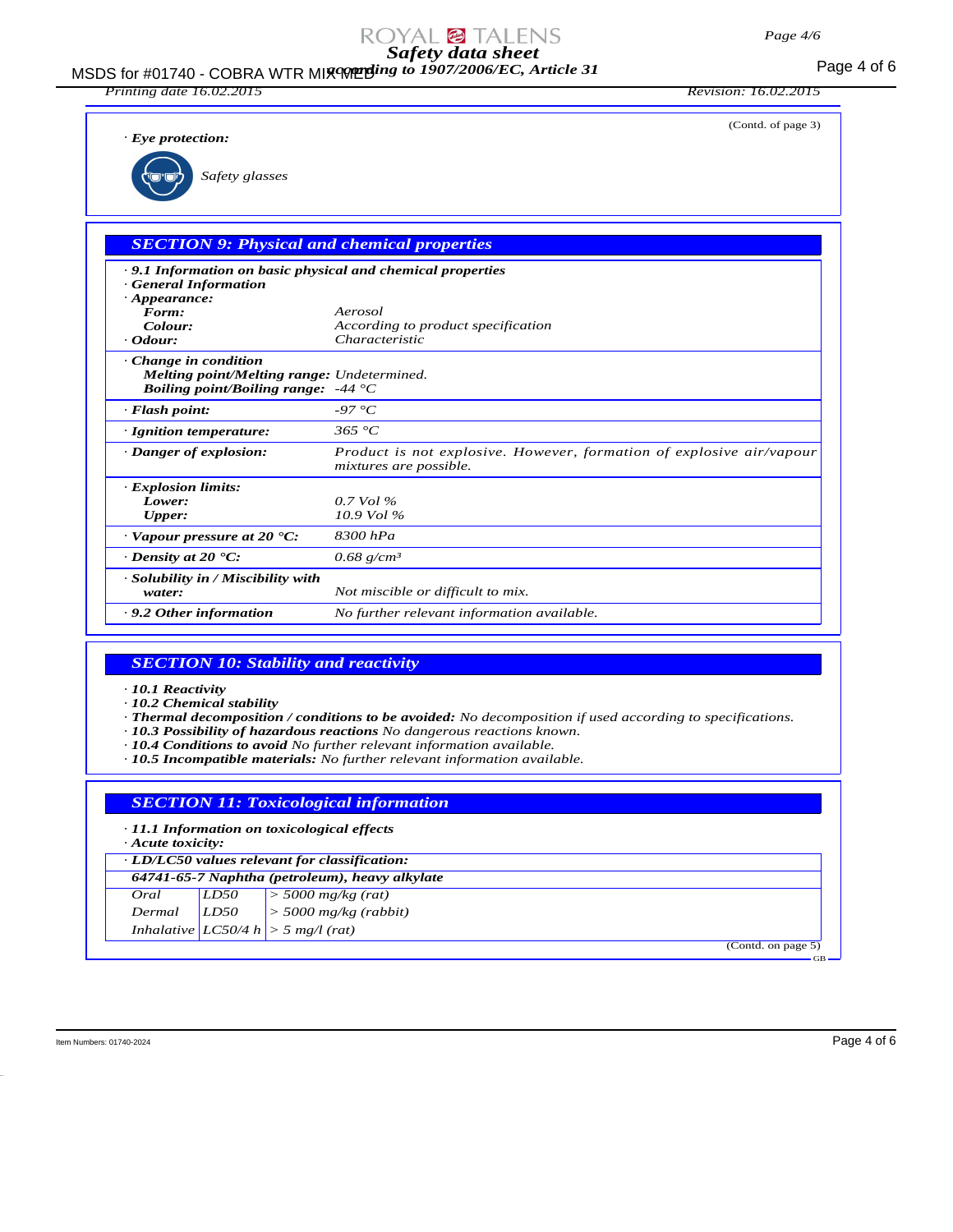(Contd. of page 3)

· **Eye protection:**

Safety glasses

## SECTION 9: Physical and chemical properties

· **9.1 Information on basic physical and chemical properties**
· **General Information**
· **Appearance:**

| | |
|---|---|
| **Form:** | Aerosol |
| **Colour:** | According to product specification |
| · **Odour:** | Characteristic |
| · **Change in condition** | |
| **Melting point/Melting range:** | Undetermined. |
| **Boiling point/Boiling range:** | -44 °C |
| · **Flash point:** | -97 °C |
| · **Ignition temperature:** | 365 °C |
| · **Danger of explosion:** | Product is not explosive. However, formation of explosive air/vapour mixtures are possible. |
| · **Explosion limits:** | |
| **Lower:** | 0.7 Vol % |
| **Upper:** | 10.9 Vol % |
| · **Vapour pressure at 20 °C:** | 8300 hPa |
| · **Density at 20 °C:** | 0.68 g/cm³ |
| · **Solubility in / Miscibility with water:** | Not miscible or difficult to mix. |
| · **9.2 Other information** | No further relevant information available. |

## SECTION 10: Stability and reactivity

· **10.1 Reactivity**
· **10.2 Chemical stability**
· **Thermal decomposition / conditions to be avoided:** No decomposition if used according to specifications.
· **10.3 Possibility of hazardous reactions** No dangerous reactions known.
· **10.4 Conditions to avoid** No further relevant information available.
· **10.5 Incompatible materials:** No further relevant information available.

## SECTION 11: Toxicological information

· **11.1 Information on toxicological effects**
· **Acute toxicity:**

· **LD/LC50 values relevant for classification:**

| **64741-65-7 Naphtha (petroleum), heavy alkylate** | | |
|---|---|---|
| Oral | LD50 | > 5000 mg/kg (rat) |
| Dermal | LD50 | > 5000 mg/kg (rabbit) |
| Inhalative | LC50/4 h | > 5 mg/l (rat) |

(Contd. on page 5)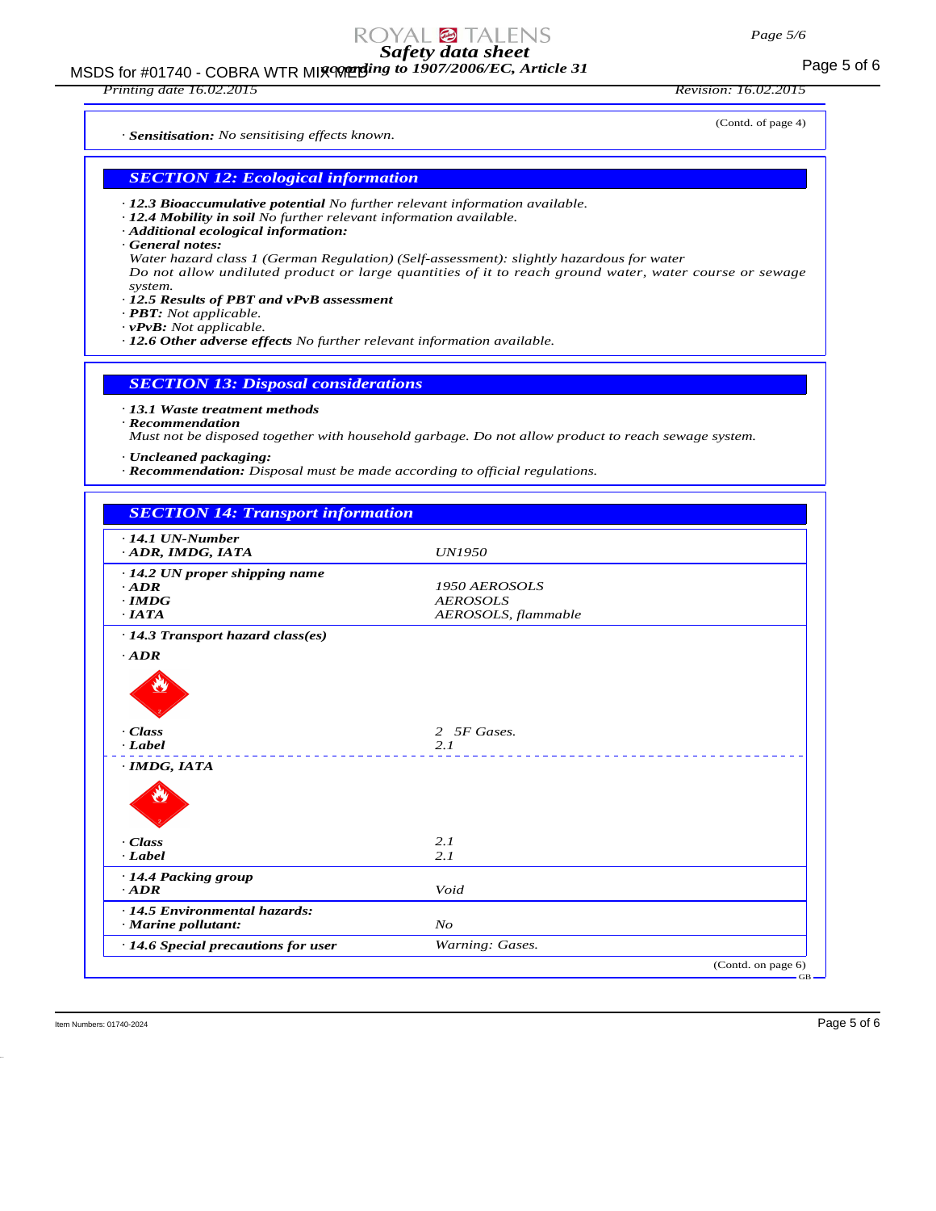(Contd. of page 4)

· **Sensitisation:** No sensitising effects known.

## SECTION 12: Ecological information

· **12.3 Bioaccumulative potential** No further relevant information available.
· **12.4 Mobility in soil** No further relevant information available.
· **Additional ecological information:**
· **General notes:**
Water hazard class 1 (German Regulation) (Self-assessment): slightly hazardous for water
Do not allow undiluted product or large quantities of it to reach ground water, water course or sewage system.
· **12.5 Results of PBT and vPvB assessment**
· **PBT:** Not applicable.
· **vPvB:** Not applicable.
· **12.6 Other adverse effects** No further relevant information available.

## SECTION 13: Disposal considerations

· **13.1 Waste treatment methods**
· **Recommendation**
Must not be disposed together with household garbage. Do not allow product to reach sewage system.

· **Uncleaned packaging:**
· **Recommendation:** Disposal must be made according to official regulations.

## SECTION 14: Transport information

| | |
|---|---|
| · **14.1 UN-Number** | |
| · **ADR, IMDG, IATA** | UN1950 |
| · **14.2 UN proper shipping name** | |
| · **ADR** | 1950 AEROSOLS |
| · **IMDG** | AEROSOLS |
| · **IATA** | AEROSOLS, flammable |
| · **14.3 Transport hazard class(es)** | |
| · **ADR** | |
| · **Class** | 2 5F Gases. |
| · **Label** | 2.1 |
| · **IMDG, IATA** | |
| · **Class** | 2.1 |
| · **Label** | 2.1 |
| · **14.4 Packing group** | |
| · **ADR** | Void |
| · **14.5 Environmental hazards:** | |
| · **Marine pollutant:** | No |
| · **14.6 Special precautions for user** | Warning: Gases. |

(Contd. on page 6)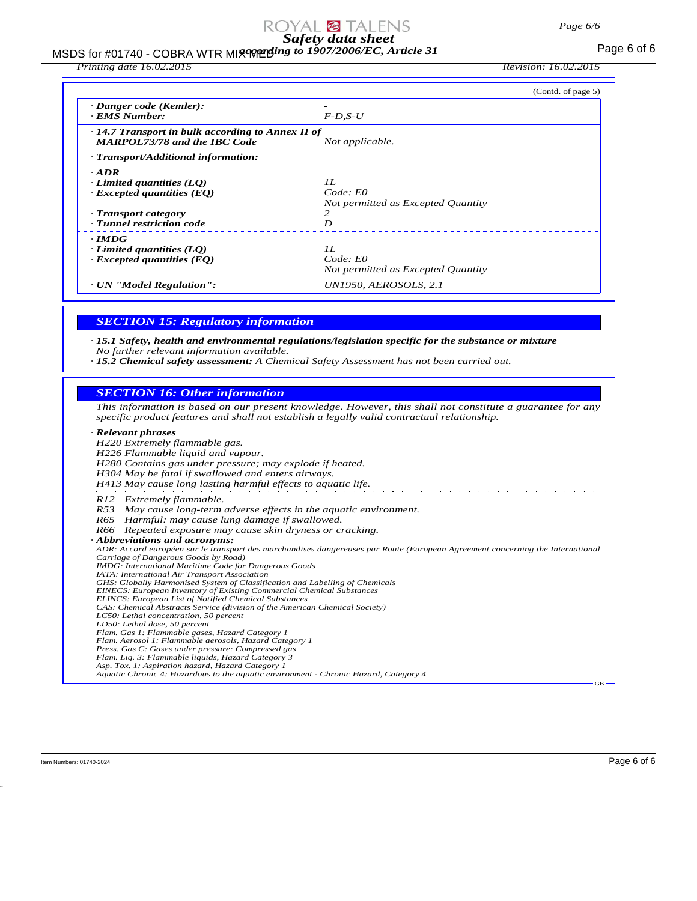(Contd. of page 5)

| | |
|---|---|
| · **Danger code (Kemler):** | - |
| · **EMS Number:** | F-D,S-U |
| · **14.7 Transport in bulk according to Annex II of MARPOL73/78 and the IBC Code** | Not applicable. |
| · **Transport/Additional information:** | |
| · **ADR** | |
| · **Limited quantities (LQ)** | 1L |
| · **Excepted quantities (EQ)** | Code: E0<br>Not permitted as Excepted Quantity |
| · **Transport category** | 2 |
| · **Tunnel restriction code** | D |
| · **IMDG** | |
| · **Limited quantities (LQ)** | 1L |
| · **Excepted quantities (EQ)** | Code: E0<br>Not permitted as Excepted Quantity |
| · **UN "Model Regulation":** | UN1950, AEROSOLS, 2.1 |

## SECTION 15: Regulatory information

· **15.1 Safety, health and environmental regulations/legislation specific for the substance or mixture**
No further relevant information available.
· **15.2 Chemical safety assessment:** A Chemical Safety Assessment has not been carried out.

## SECTION 16: Other information

This information is based on our present knowledge. However, this shall not constitute a guarantee for any specific product features and shall not establish a legally valid contractual relationship.

· **Relevant phrases**
H220 Extremely flammable gas.
H226 Flammable liquid and vapour.
H280 Contains gas under pressure; may explode if heated.
H304 May be fatal if swallowed and enters airways.
H413 May cause long lasting harmful effects to aquatic life.

R12 Extremely flammable.
R53 May cause long-term adverse effects in the aquatic environment.
R65 Harmful: may cause lung damage if swallowed.
R66 Repeated exposure may cause skin dryness or cracking.

· **Abbreviations and acronyms:**
ADR: Accord européen sur le transport des marchandises dangereuses par Route (European Agreement concerning the International Carriage of Dangerous Goods by Road)
IMDG: International Maritime Code for Dangerous Goods
IATA: International Air Transport Association
GHS: Globally Harmonised System of Classification and Labelling of Chemicals
EINECS: European Inventory of Existing Commercial Chemical Substances
ELINCS: European List of Notified Chemical Substances
CAS: Chemical Abstracts Service (division of the American Chemical Society)
LC50: Lethal concentration, 50 percent
LD50: Lethal dose, 50 percent
Flam. Gas 1: Flammable gases, Hazard Category 1
Flam. Aerosol 1: Flammable aerosols, Hazard Category 1
Press. Gas C: Gases under pressure: Compressed gas
Flam. Liq. 3: Flammable liquids, Hazard Category 3
Asp. Tox. 1: Aspiration hazard, Hazard Category 1
Aquatic Chronic 4: Hazardous to the aquatic environment - Chronic Hazard, Category 4